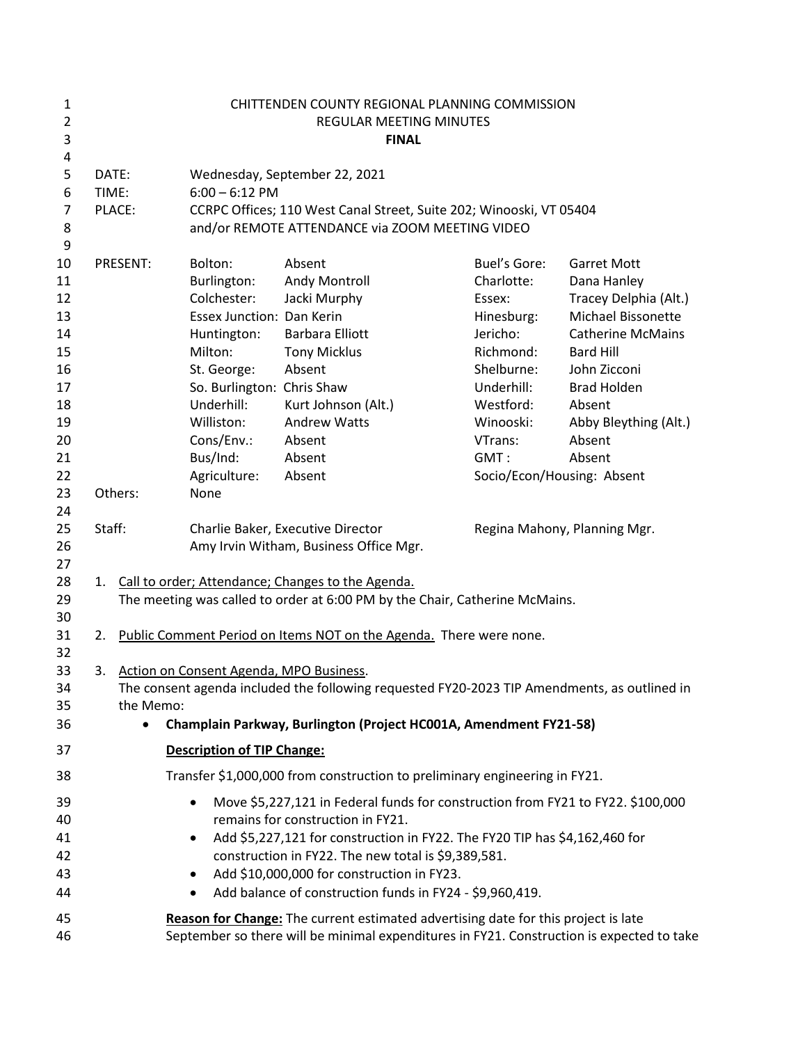CHITTENDEN COUNTY REGIONAL PLANNING COMMISSION
REGULAR MEETING MINUTES
**FINAL**

DATE: Wednesday, September 22, 2021
TIME: 6:00 – 6:12 PM
PLACE: CCRPC Offices; 110 West Canal Street, Suite 202; Winooski, VT 05404
and/or REMOTE ATTENDANCE via ZOOM MEETING VIDEO

| PRESENT: | | | | |
|---|---|---|---|---|
| | Bolton: | Absent | Buel's Gore: | Garret Mott |
| | Burlington: | Andy Montroll | Charlotte: | Dana Hanley |
| | Colchester: | Jacki Murphy | Essex: | Tracey Delphia (Alt.) |
| | Essex Junction: | Dan Kerin | Hinesburg: | Michael Bissonette |
| | Huntington: | Barbara Elliott | Jericho: | Catherine McMains |
| | Milton: | Tony Micklus | Richmond: | Bard Hill |
| | St. George: | Absent | Shelburne: | John Zicconi |
| | So. Burlington: | Chris Shaw | Underhill: | Brad Holden |
| | Underhill: | Kurt Johnson (Alt.) | Westford: | Absent |
| | Williston: | Andrew Watts | Winooski: | Abby Bleything (Alt.) |
| | Cons/Env.: | Absent | VTrans: | Absent |
| | Bus/Ind: | Absent | GMT : | Absent |
| | Agriculture: | Absent | Socio/Econ/Housing: | Absent |

Others: None

Staff: Charlie Baker, Executive Director; Regina Mahony, Planning Mgr.; Amy Irvin Witham, Business Office Mgr.

1. Call to order; Attendance; Changes to the Agenda.
   The meeting was called to order at 6:00 PM by the Chair, Catherine McMains.

2. Public Comment Period on Items NOT on the Agenda. There were none.

3. Action on Consent Agenda, MPO Business.
   The consent agenda included the following requested FY20-2023 TIP Amendments, as outlined in the Memo:

   - **Champlain Parkway, Burlington (Project HC001A, Amendment FY21-58)**

     **Description of TIP Change:**

     Transfer $1,000,000 from construction to preliminary engineering in FY21.

     - Move $5,227,121 in Federal funds for construction from FY21 to FY22. $100,000 remains for construction in FY21.
     - Add $5,227,121 for construction in FY22. The FY20 TIP has $4,162,460 for construction in FY22. The new total is $9,389,581.
     - Add $10,000,000 for construction in FY23.
     - Add balance of construction funds in FY24 - $9,960,419.

     **Reason for Change:** The current estimated advertising date for this project is late September so there will be minimal expenditures in FY21. Construction is expected to take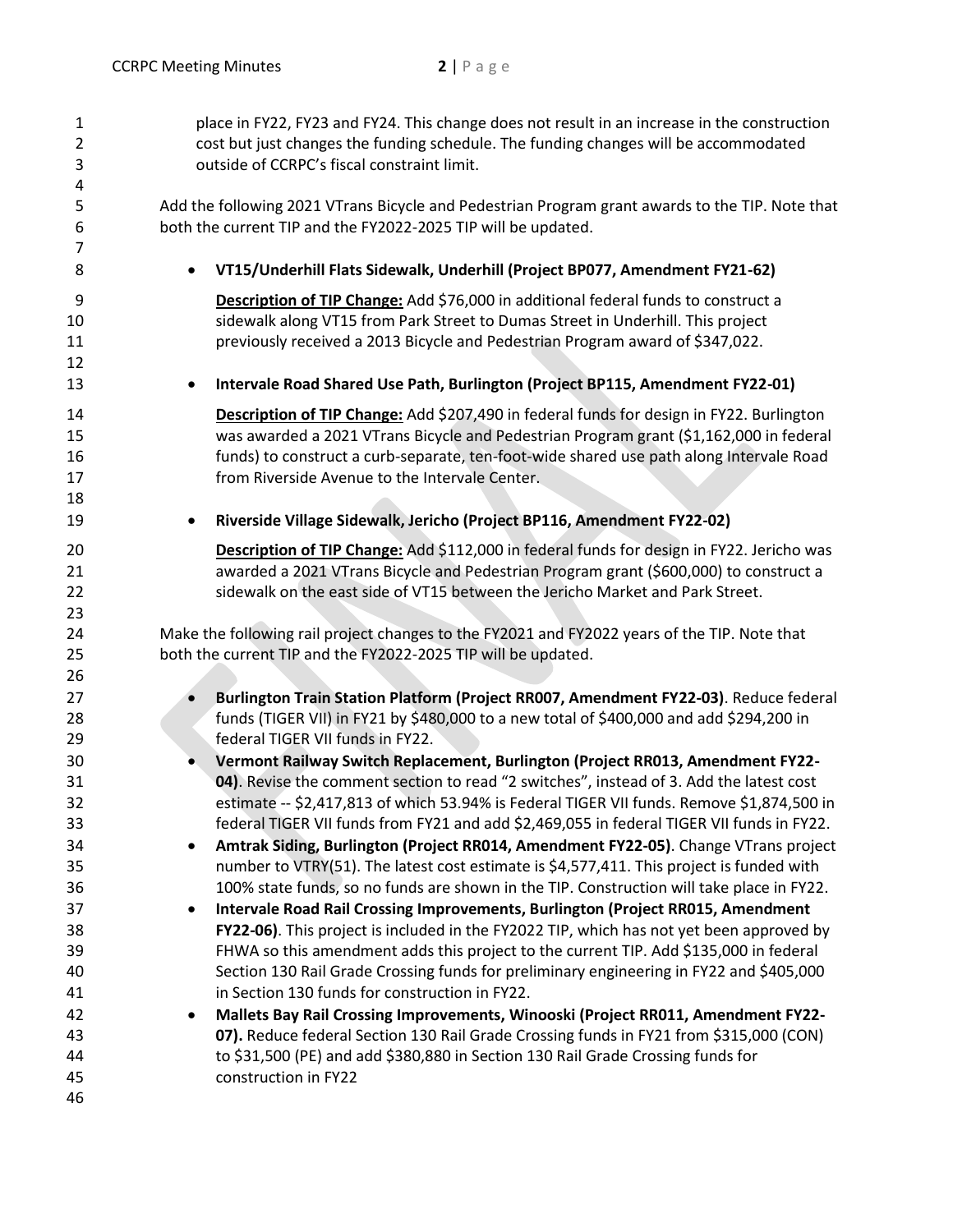place in FY22, FY23 and FY24. This change does not result in an increase in the construction cost but just changes the funding schedule. The funding changes will be accommodated outside of CCRPC's fiscal constraint limit.

Add the following 2021 VTrans Bicycle and Pedestrian Program grant awards to the TIP. Note that both the current TIP and the FY2022-2025 TIP will be updated.

- **VT15/Underhill Flats Sidewalk, Underhill (Project BP077, Amendment FY21-62)**

  **Description of TIP Change:** Add $76,000 in additional federal funds to construct a sidewalk along VT15 from Park Street to Dumas Street in Underhill. This project previously received a 2013 Bicycle and Pedestrian Program award of $347,022.

- **Intervale Road Shared Use Path, Burlington (Project BP115, Amendment FY22-01)**

  **Description of TIP Change:** Add $207,490 in federal funds for design in FY22. Burlington was awarded a 2021 VTrans Bicycle and Pedestrian Program grant ($1,162,000 in federal funds) to construct a curb-separate, ten-foot-wide shared use path along Intervale Road from Riverside Avenue to the Intervale Center.

- **Riverside Village Sidewalk, Jericho (Project BP116, Amendment FY22-02)**

  **Description of TIP Change:** Add $112,000 in federal funds for design in FY22. Jericho was awarded a 2021 VTrans Bicycle and Pedestrian Program grant ($600,000) to construct a sidewalk on the east side of VT15 between the Jericho Market and Park Street.

Make the following rail project changes to the FY2021 and FY2022 years of the TIP. Note that both the current TIP and the FY2022-2025 TIP will be updated.

- **Burlington Train Station Platform (Project RR007, Amendment FY22-03)**. Reduce federal funds (TIGER VII) in FY21 by $480,000 to a new total of $400,000 and add $294,200 in federal TIGER VII funds in FY22.
- **Vermont Railway Switch Replacement, Burlington (Project RR013, Amendment FY22-04)**. Revise the comment section to read "2 switches", instead of 3. Add the latest cost estimate -- $2,417,813 of which 53.94% is Federal TIGER VII funds. Remove $1,874,500 in federal TIGER VII funds from FY21 and add $2,469,055 in federal TIGER VII funds in FY22.
- **Amtrak Siding, Burlington (Project RR014, Amendment FY22-05)**. Change VTrans project number to VTRY(51). The latest cost estimate is $4,577,411. This project is funded with 100% state funds, so no funds are shown in the TIP. Construction will take place in FY22.
- **Intervale Road Rail Crossing Improvements, Burlington (Project RR015, Amendment FY22-06)**. This project is included in the FY2022 TIP, which has not yet been approved by FHWA so this amendment adds this project to the current TIP. Add $135,000 in federal Section 130 Rail Grade Crossing funds for preliminary engineering in FY22 and $405,000 in Section 130 funds for construction in FY22.
- **Mallets Bay Rail Crossing Improvements, Winooski (Project RR011, Amendment FY22-07).** Reduce federal Section 130 Rail Grade Crossing funds in FY21 from $315,000 (CON) to $31,500 (PE) and add $380,880 in Section 130 Rail Grade Crossing funds for construction in FY22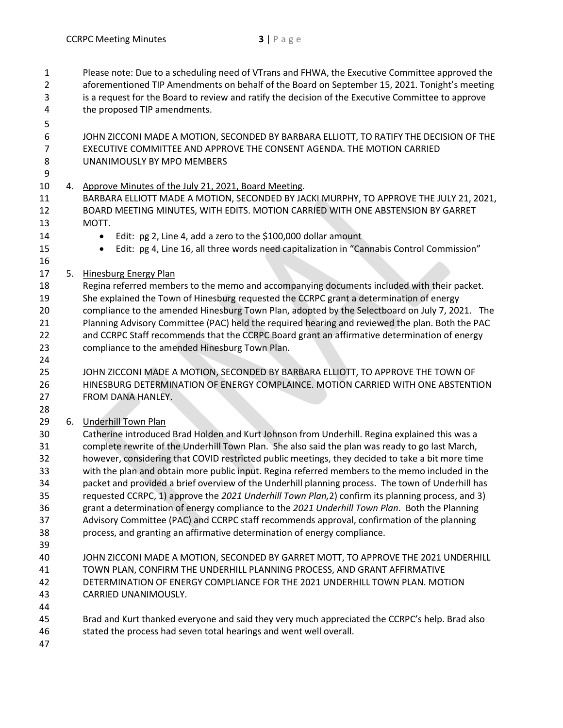Please note: Due to a scheduling need of VTrans and FHWA, the Executive Committee approved the aforementioned TIP Amendments on behalf of the Board on September 15, 2021. Tonight's meeting is a request for the Board to review and ratify the decision of the Executive Committee to approve the proposed TIP amendments.

JOHN ZICCONI MADE A MOTION, SECONDED BY BARBARA ELLIOTT, TO RATIFY THE DECISION OF THE EXECUTIVE COMMITTEE AND APPROVE THE CONSENT AGENDA. THE MOTION CARRIED UNANIMOUSLY BY MPO MEMBERS

4. Approve Minutes of the July 21, 2021, Board Meeting.

BARBARA ELLIOTT MADE A MOTION, SECONDED BY JACKI MURPHY, TO APPROVE THE JULY 21, 2021, BOARD MEETING MINUTES, WITH EDITS. MOTION CARRIED WITH ONE ABSTENSION BY GARRET MOTT.

- Edit: pg 2, Line 4, add a zero to the $100,000 dollar amount
- Edit: pg 4, Line 16, all three words need capitalization in "Cannabis Control Commission"

5. Hinesburg Energy Plan

Regina referred members to the memo and accompanying documents included with their packet. She explained the Town of Hinesburg requested the CCRPC grant a determination of energy compliance to the amended Hinesburg Town Plan, adopted by the Selectboard on July 7, 2021. The Planning Advisory Committee (PAC) held the required hearing and reviewed the plan. Both the PAC and CCRPC Staff recommends that the CCRPC Board grant an affirmative determination of energy compliance to the amended Hinesburg Town Plan.

JOHN ZICCONI MADE A MOTION, SECONDED BY BARBARA ELLIOTT, TO APPROVE THE TOWN OF HINESBURG DETERMINATION OF ENERGY COMPLAINCE. MOTION CARRIED WITH ONE ABSTENTION FROM DANA HANLEY.

6. Underhill Town Plan

Catherine introduced Brad Holden and Kurt Johnson from Underhill. Regina explained this was a complete rewrite of the Underhill Town Plan. She also said the plan was ready to go last March, however, considering that COVID restricted public meetings, they decided to take a bit more time with the plan and obtain more public input. Regina referred members to the memo included in the packet and provided a brief overview of the Underhill planning process. The town of Underhill has requested CCRPC, 1) approve the *2021 Underhill Town Plan,*2) confirm its planning process, and 3) grant a determination of energy compliance to the *2021 Underhill Town Plan*. Both the Planning Advisory Committee (PAC) and CCRPC staff recommends approval, confirmation of the planning process, and granting an affirmative determination of energy compliance.

JOHN ZICCONI MADE A MOTION, SECONDED BY GARRET MOTT, TO APPROVE THE 2021 UNDERHILL TOWN PLAN, CONFIRM THE UNDERHILL PLANNING PROCESS, AND GRANT AFFIRMATIVE DETERMINATION OF ENERGY COMPLIANCE FOR THE 2021 UNDERHILL TOWN PLAN. MOTION CARRIED UNANIMOUSLY.

Brad and Kurt thanked everyone and said they very much appreciated the CCRPC's help. Brad also stated the process had seven total hearings and went well overall.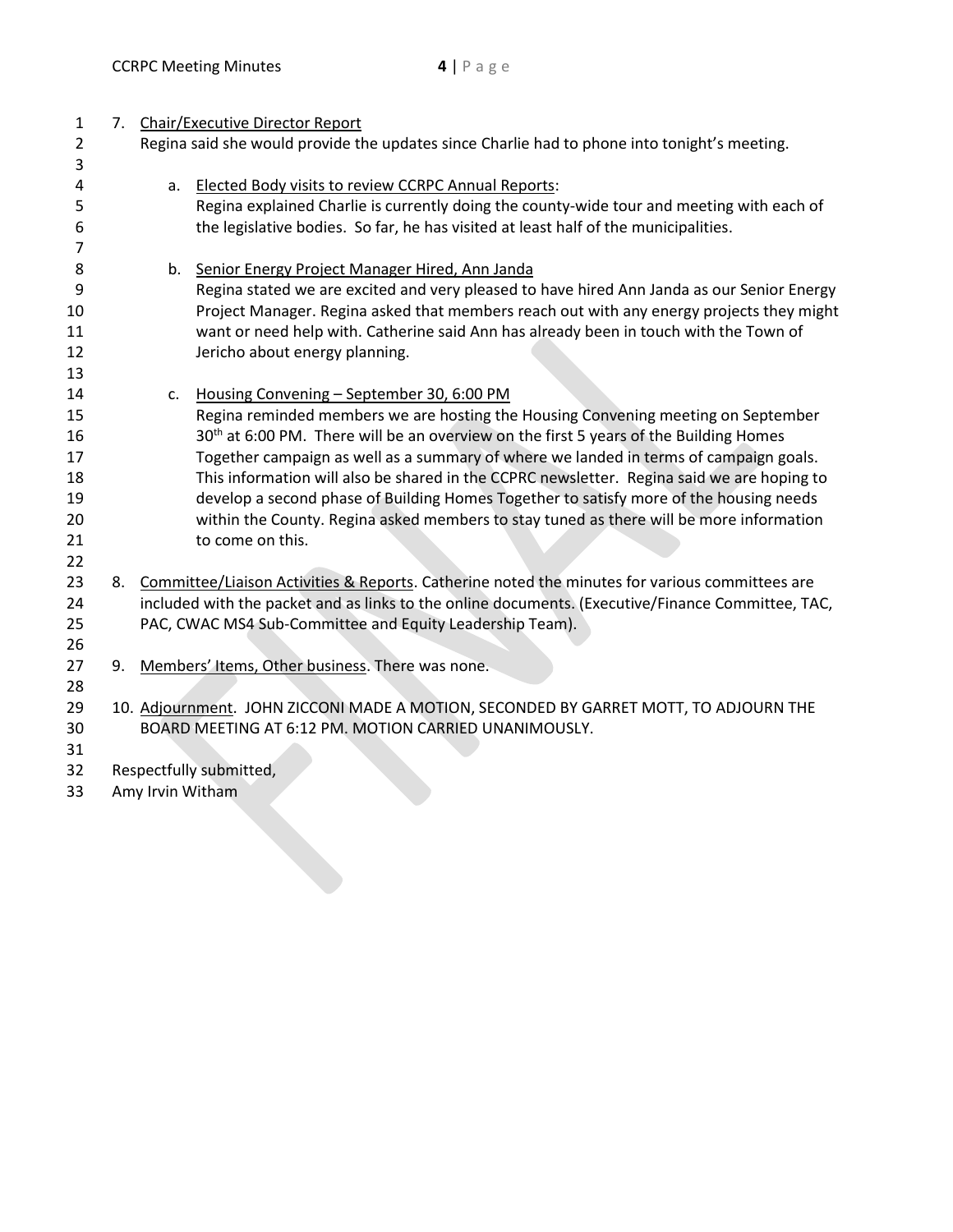7. Chair/Executive Director Report
   Regina said she would provide the updates since Charlie had to phone into tonight's meeting.

   a. Elected Body visits to review CCRPC Annual Reports:
      Regina explained Charlie is currently doing the county-wide tour and meeting with each of the legislative bodies. So far, he has visited at least half of the municipalities.

   b. Senior Energy Project Manager Hired, Ann Janda
      Regina stated we are excited and very pleased to have hired Ann Janda as our Senior Energy Project Manager. Regina asked that members reach out with any energy projects they might want or need help with. Catherine said Ann has already been in touch with the Town of Jericho about energy planning.

   c. Housing Convening – September 30, 6:00 PM
      Regina reminded members we are hosting the Housing Convening meeting on September 30th at 6:00 PM. There will be an overview on the first 5 years of the Building Homes Together campaign as well as a summary of where we landed in terms of campaign goals. This information will also be shared in the CCPRC newsletter. Regina said we are hoping to develop a second phase of Building Homes Together to satisfy more of the housing needs within the County. Regina asked members to stay tuned as there will be more information to come on this.

8. Committee/Liaison Activities & Reports. Catherine noted the minutes for various committees are included with the packet and as links to the online documents. (Executive/Finance Committee, TAC, PAC, CWAC MS4 Sub-Committee and Equity Leadership Team).

9. Members' Items, Other business. There was none.

10. Adjournment. JOHN ZICCONI MADE A MOTION, SECONDED BY GARRET MOTT, TO ADJOURN THE BOARD MEETING AT 6:12 PM. MOTION CARRIED UNANIMOUSLY.

Respectfully submitted,
Amy Irvin Witham